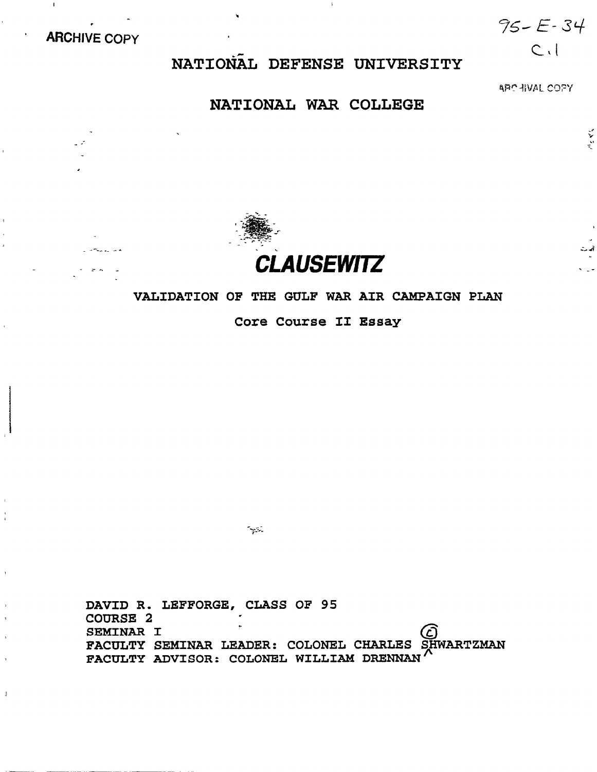ARCHIVE COPY

95-E-34
C.1

# NATIONAL DEFENSE UNIVERSITY

ARCHIVAL COPY

# NATIONAL WAR COLLEGE

## CLAUSEWITZ

### VALIDATION OF THE GULF WAR AIR CAMPAIGN PLAN

Core Course II Essay

DAVID R. LEFFORGE, CLASS OF 95
COURSE 2
SEMINAR I
FACULTY SEMINAR LEADER: COLONEL CHARLES SHWARTZMAN
FACULTY ADVISOR: COLONEL WILLIAM DRENNAN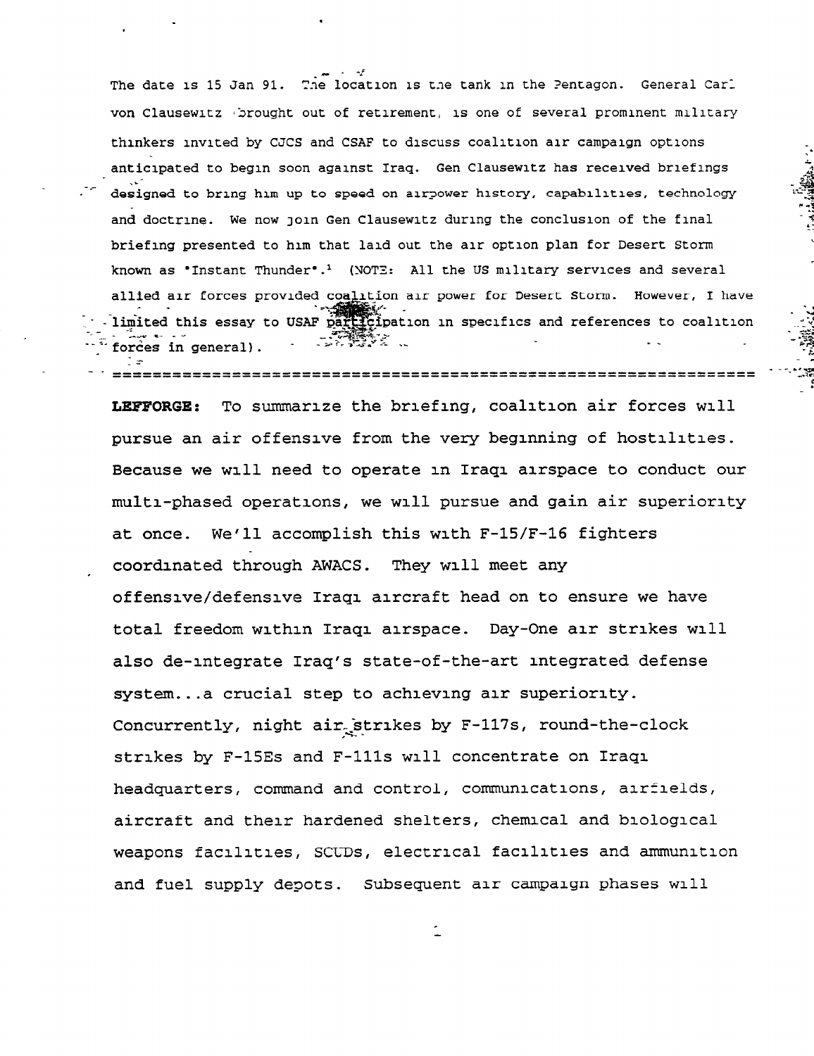The date is 15 Jan 91. The location is the tank in the Pentagon. General Carl von Clausewitz (brought out of retirement, is one of several prominent military thinkers invited by CJCS and CSAF to discuss coalition air campaign options anticipated to begin soon against Iraq. Gen Clausewitz has received briefings designed to bring him up to speed on airpower history, capabilities, technology and doctrine. We now join Gen Clausewitz during the conclusion of the final briefing presented to him that laid out the air option plan for Desert Storm known as "Instant Thunder".[1] (NOTE: All the US military services and several allied air forces provided coalition air power for Desert Storm. However, I have limited this essay to USAF participation in specifics and references to coalition forces in general).

---

**LEFFORGE:** To summarize the briefing, coalition air forces will pursue an air offensive from the very beginning of hostilities. Because we will need to operate in Iraqi airspace to conduct our multi-phased operations, we will pursue and gain air superiority at once. We'll accomplish this with F-15/F-16 fighters coordinated through AWACS. They will meet any offensive/defensive Iraqi aircraft head on to ensure we have total freedom within Iraqi airspace. Day-One air strikes will also de-integrate Iraq's state-of-the-art integrated defense system...a crucial step to achieving air superiority. Concurrently, night air strikes by F-117s, round-the-clock strikes by F-15Es and F-111s will concentrate on Iraqi headquarters, command and control, communications, airfields, aircraft and their hardened shelters, chemical and biological weapons facilities, SCUDs, electrical facilities and ammunition and fuel supply depots. Subsequent air campaign phases will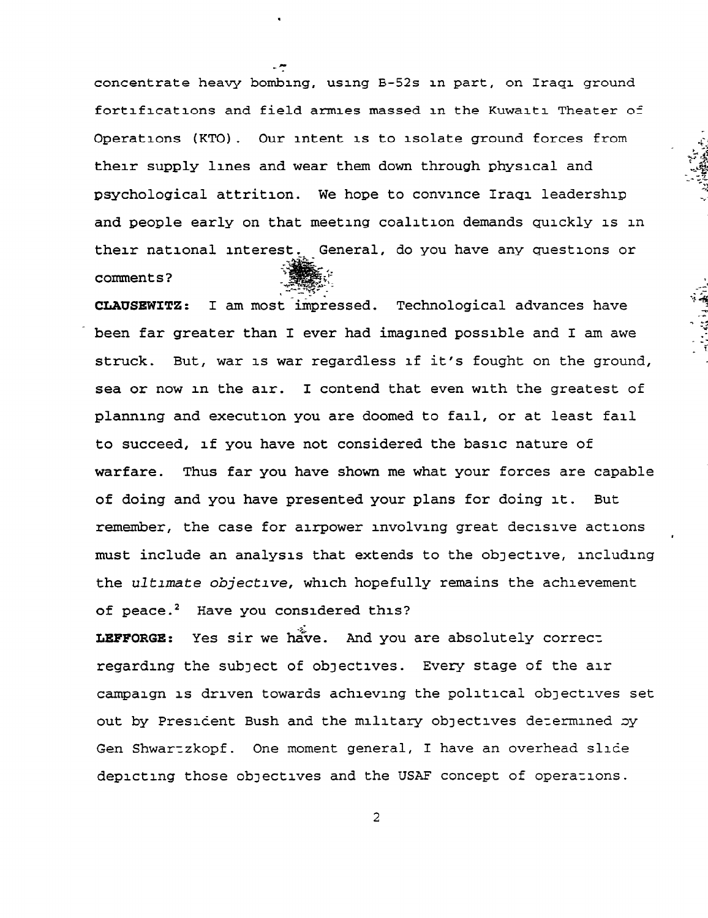concentrate heavy bombing, using B-52s in part, on Iraqi ground fortifications and field armies massed in the Kuwaiti Theater of Operations (KTO). Our intent is to isolate ground forces from their supply lines and wear them down through physical and psychological attrition. We hope to convince Iraqi leadership and people early on that meeting coalition demands quickly is in their national interest. General, do you have any questions or comments?

**CLAUSEWITZ:** I am most impressed. Technological advances have been far greater than I ever had imagined possible and I am awe struck. But, war is war regardless if it's fought on the ground, sea or now in the air. I contend that even with the greatest of planning and execution you are doomed to fail, or at least fail to succeed, if you have not considered the basic nature of warfare. Thus far you have shown me what your forces are capable of doing and you have presented your plans for doing it. But remember, the case for airpower involving great decisive actions must include an analysis that extends to the objective, including the *ultimate objective*, which hopefully remains the achievement of peace.[2] Have you considered this?

**LEFFORGE:** Yes sir we have. And you are absolutely correct regarding the subject of objectives. Every stage of the air campaign is driven towards achieving the political objectives set out by President Bush and the military objectives determined by Gen Shwartzkopf. One moment general, I have an overhead slide depicting those objectives and the USAF concept of operations.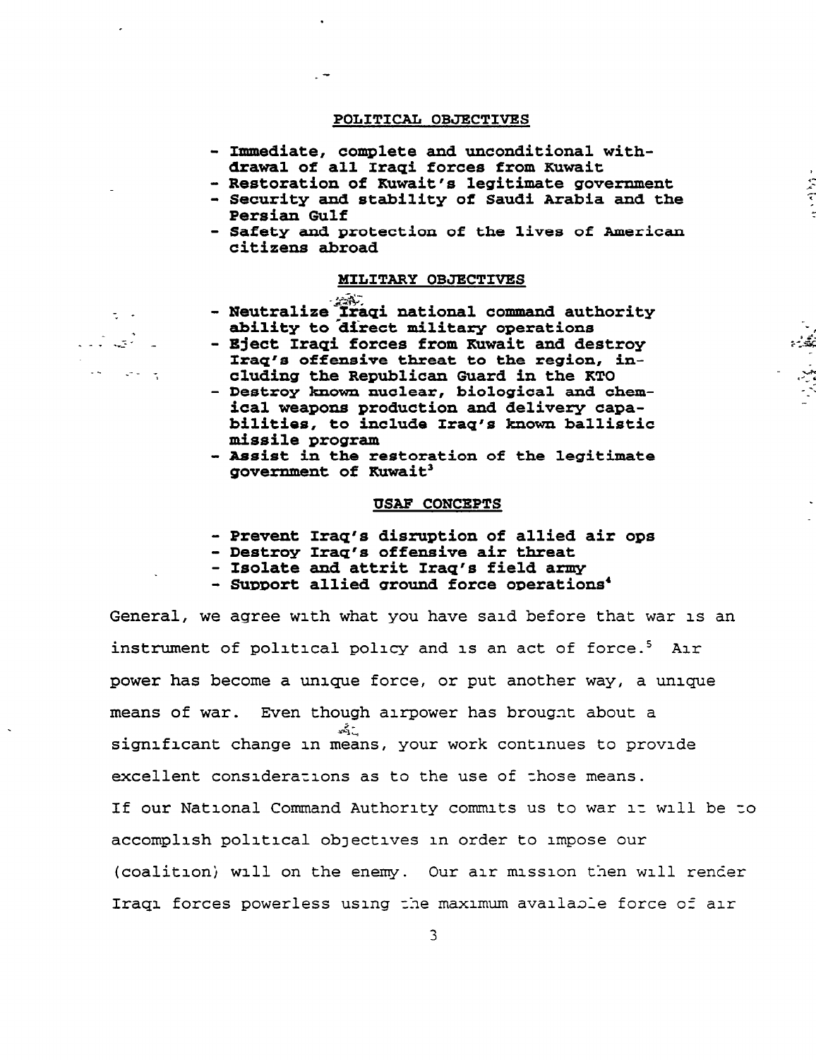**POLITICAL OBJECTIVES**

- **Immediate, complete and unconditional withdrawal of all Iraqi forces from Kuwait**
- **Restoration of Kuwait's legitimate government**
- **Security and stability of Saudi Arabia and the Persian Gulf**
- **Safety and protection of the lives of American citizens abroad**

**MILITARY OBJECTIVES**

- **Neutralize Iraqi national command authority ability to direct military operations**
- **Eject Iraqi forces from Kuwait and destroy Iraq's offensive threat to the region, including the Republican Guard in the KTO**
- **Destroy known nuclear, biological and chemical weapons production and delivery capabilities, to include Iraq's known ballistic missile program**
- **Assist in the restoration of the legitimate government of Kuwait**[3]

**USAF CONCEPTS**

- **Prevent Iraq's disruption of allied air ops**
- **Destroy Iraq's offensive air threat**
- **Isolate and attrit Iraq's field army**
- **Support allied ground force operations**[4]

General, we agree with what you have said before that war is an instrument of political policy and is an act of force.[5] Air power has become a unique force, or put another way, a unique means of war. Even though airpower has brought about a significant change in means, your work continues to provide excellent considerations as to the use of those means. If our National Command Authority commits us to war it will be to accomplish political objectives in order to impose our (coalition) will on the enemy. Our air mission then will render Iraqi forces powerless using the maximum available force of air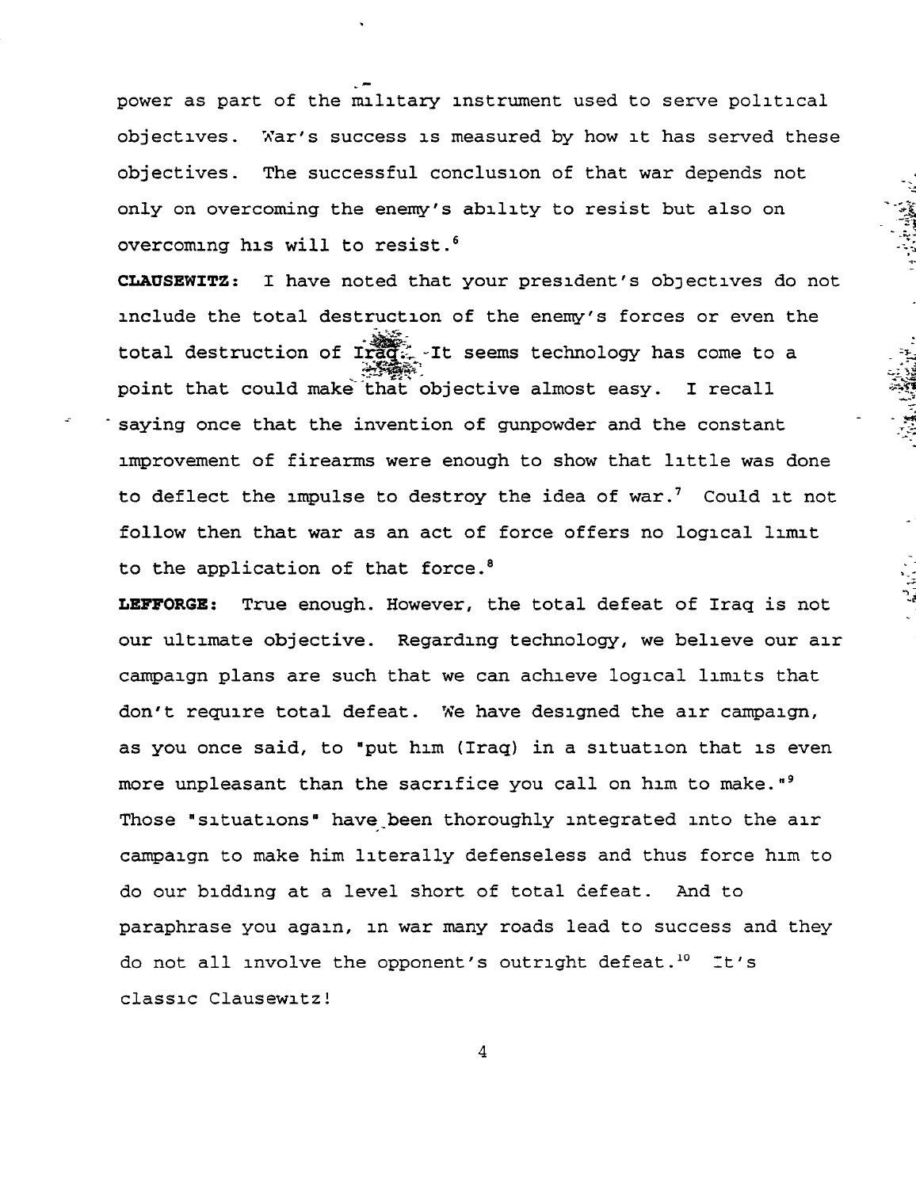power as part of the military instrument used to serve political objectives. War's success is measured by how it has served these objectives. The successful conclusion of that war depends not only on overcoming the enemy's ability to resist but also on overcoming his will to resist.[6]

**CLAUSEWITZ:** I have noted that your president's objectives do not include the total destruction of the enemy's forces or even the total destruction of Iraq. It seems technology has come to a point that could make that objective almost easy. I recall saying once that the invention of gunpowder and the constant improvement of firearms were enough to show that little was done to deflect the impulse to destroy the idea of war.[7] Could it not follow then that war as an act of force offers no logical limit to the application of that force.[8]

**LEFFORGE:** True enough. However, the total defeat of Iraq is not our ultimate objective. Regarding technology, we believe our air campaign plans are such that we can achieve logical limits that don't require total defeat. We have designed the air campaign, as you once said, to "put him (Iraq) in a situation that is even more unpleasant than the sacrifice you call on him to make."[9] Those "situations" have been thoroughly integrated into the air campaign to make him literally defenseless and thus force him to do our bidding at a level short of total defeat. And to paraphrase you again, in war many roads lead to success and they do not all involve the opponent's outright defeat.[10] It's classic Clausewitz!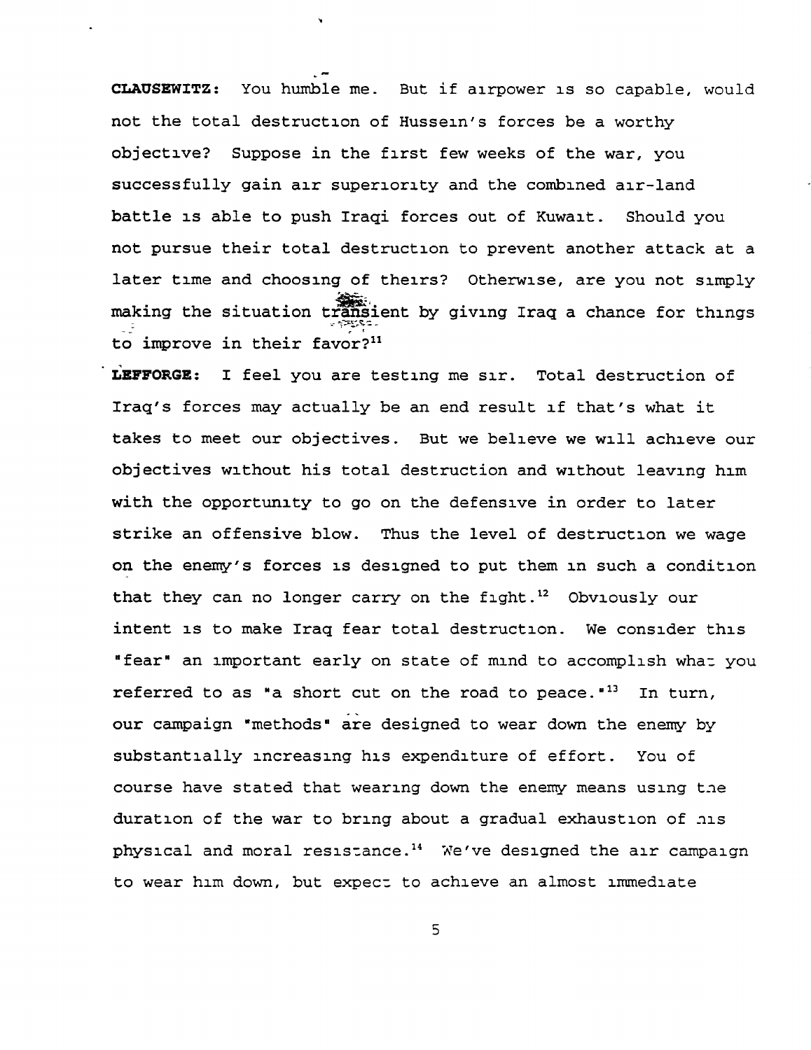**CLAUSEWITZ:** You humble me. But if airpower is so capable, would not the total destruction of Hussein's forces be a worthy objective? Suppose in the first few weeks of the war, you successfully gain air superiority and the combined air-land battle is able to push Iraqi forces out of Kuwait. Should you not pursue their total destruction to prevent another attack at a later time and choosing of theirs? Otherwise, are you not simply making the situation transient by giving Iraq a chance for things to improve in their favor?[11]

**LEFFORGE:** I feel you are testing me sir. Total destruction of Iraq's forces may actually be an end result if that's what it takes to meet our objectives. But we believe we will achieve our objectives without his total destruction and without leaving him with the opportunity to go on the defensive in order to later strike an offensive blow. Thus the level of destruction we wage on the enemy's forces is designed to put them in such a condition that they can no longer carry on the fight.[12] Obviously our intent is to make Iraq fear total destruction. We consider this "fear" an important early on state of mind to accomplish what you referred to as "a short cut on the road to peace."[13] In turn, our campaign "methods" are designed to wear down the enemy by substantially increasing his expenditure of effort. You of course have stated that wearing down the enemy means using the duration of the war to bring about a gradual exhaustion of his physical and moral resistance.[14] We've designed the air campaign to wear him down, but expect to achieve an almost immediate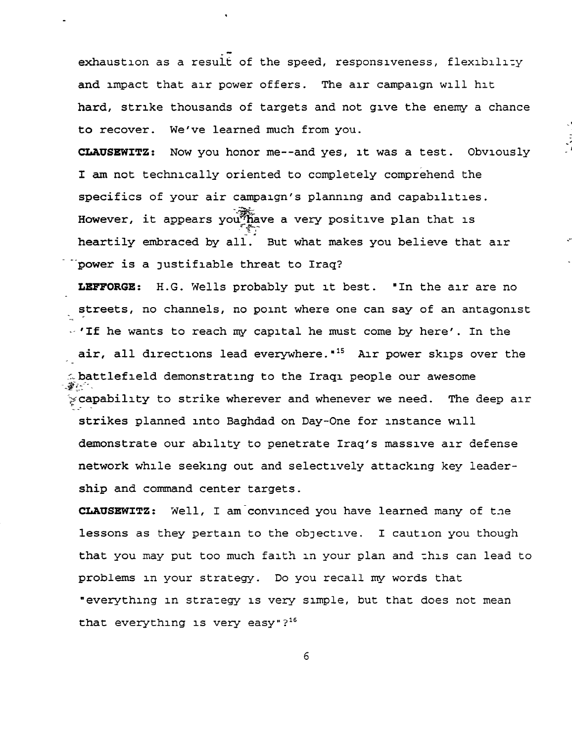exhaustion as a result of the speed, responsiveness, flexibility and impact that air power offers. The air campaign will hit hard, strike thousands of targets and not give the enemy a chance to recover. We've learned much from you.

**CLAUSEWITZ:** Now you honor me--and yes, it was a test. Obviously I am not technically oriented to completely comprehend the specifics of your air campaign's planning and capabilities. However, it appears you have a very positive plan that is heartily embraced by all. But what makes you believe that air power is a justifiable threat to Iraq?

**LEFFORGE:** H.G. Wells probably put it best. "In the air are no streets, no channels, no point where one can say of an antagonist 'If he wants to reach my capital he must come by here'. In the air, all directions lead everywhere."[15] Air power skips over the battlefield demonstrating to the Iraqi people our awesome capability to strike wherever and whenever we need. The deep air strikes planned into Baghdad on Day-One for instance will demonstrate our ability to penetrate Iraq's massive air defense network while seeking out and selectively attacking key leadership and command center targets.

**CLAUSEWITZ:** Well, I am convinced you have learned many of the lessons as they pertain to the objective. I caution you though that you may put too much faith in your plan and this can lead to problems in your strategy. Do you recall my words that "everything in strategy is very simple, but that does not mean that everything is very easy"?[16]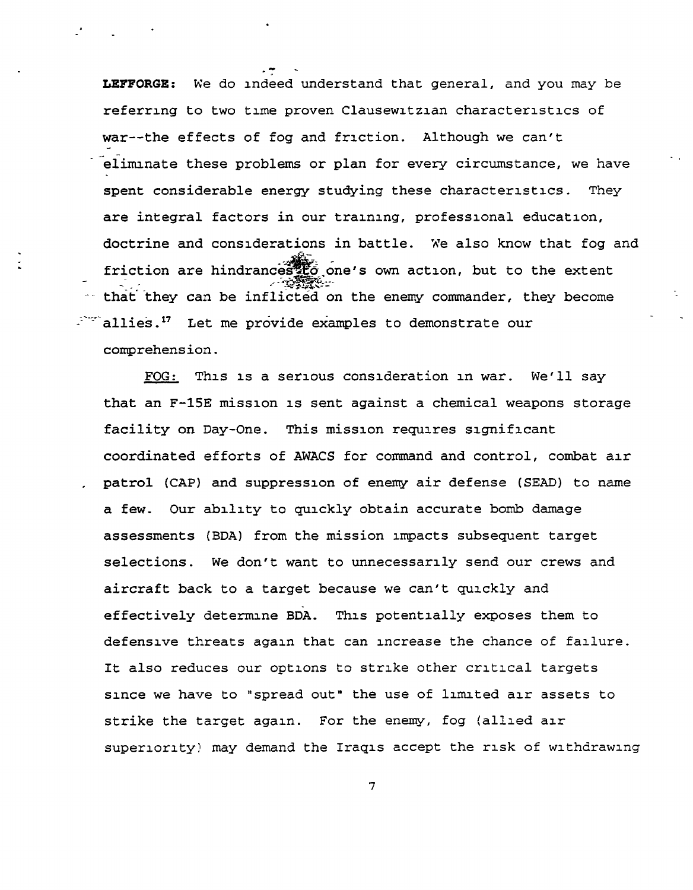**LEFFORGE:** We do indeed understand that general, and you may be referring to two time proven Clausewitzian characteristics of war--the effects of fog and friction. Although we can't eliminate these problems or plan for every circumstance, we have spent considerable energy studying these characteristics. They are integral factors in our training, professional education, doctrine and considerations in battle. We also know that fog and friction are hindrances to one's own action, but to the extent that they can be inflicted on the enemy commander, they become allies.[17] Let me provide examples to demonstrate our comprehension.

FOG: This is a serious consideration in war. We'll say that an F-15E mission is sent against a chemical weapons storage facility on Day-One. This mission requires significant coordinated efforts of AWACS for command and control, combat air patrol (CAP) and suppression of enemy air defense (SEAD) to name a few. Our ability to quickly obtain accurate bomb damage assessments (BDA) from the mission impacts subsequent target selections. We don't want to unnecessarily send our crews and aircraft back to a target because we can't quickly and effectively determine BDA. This potentially exposes them to defensive threats again that can increase the chance of failure. It also reduces our options to strike other critical targets since we have to "spread out" the use of limited air assets to strike the target again. For the enemy, fog (allied air superiority) may demand the Iraqis accept the risk of withdrawing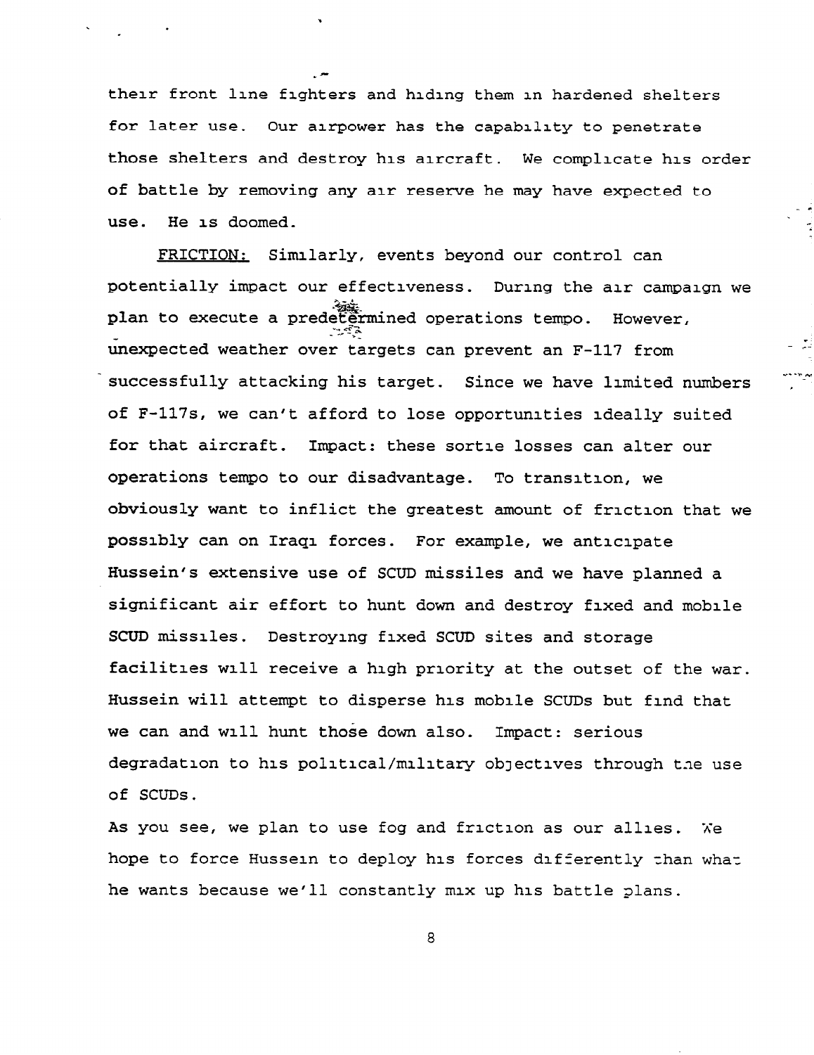their front line fighters and hiding them in hardened shelters for later use. Our airpower has the capability to penetrate those shelters and destroy his aircraft. We complicate his order of battle by removing any air reserve he may have expected to use. He is doomed.

FRICTION: Similarly, events beyond our control can potentially impact our effectiveness. During the air campaign we plan to execute a predetermined operations tempo. However, unexpected weather over targets can prevent an F-117 from successfully attacking his target. Since we have limited numbers of F-117s, we can't afford to lose opportunities ideally suited for that aircraft. Impact: these sortie losses can alter our operations tempo to our disadvantage. To transition, we obviously want to inflict the greatest amount of friction that we possibly can on Iraqi forces. For example, we anticipate Hussein's extensive use of SCUD missiles and we have planned a significant air effort to hunt down and destroy fixed and mobile SCUD missiles. Destroying fixed SCUD sites and storage facilities will receive a high priority at the outset of the war. Hussein will attempt to disperse his mobile SCUDs but find that we can and will hunt those down also. Impact: serious degradation to his political/military objectives through the use of SCUDs.

As you see, we plan to use fog and friction as our allies. We hope to force Hussein to deploy his forces differently than what he wants because we'll constantly mix up his battle plans.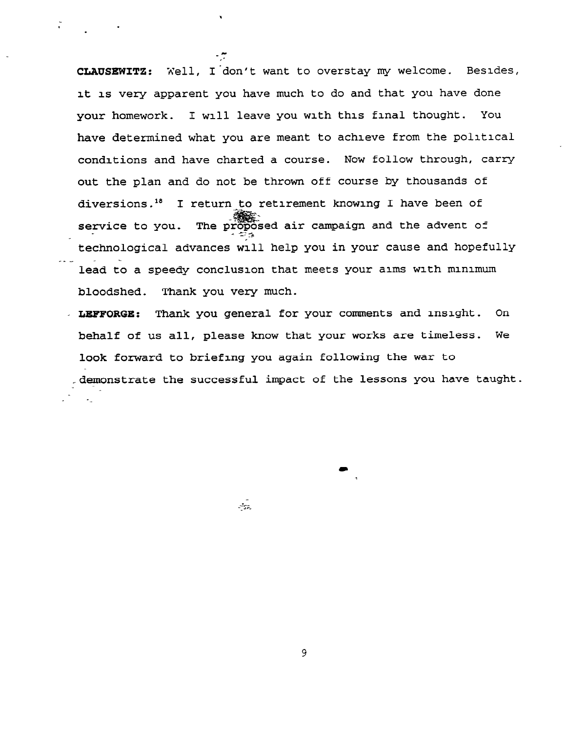**CLAUSEWITZ:** Well, I don't want to overstay my welcome. Besides, it is very apparent you have much to do and that you have done your homework. I will leave you with this final thought. You have determined what you are meant to achieve from the political conditions and have charted a course. Now follow through, carry out the plan and do not be thrown off course by thousands of diversions.[18] I return to retirement knowing I have been of service to you. The proposed air campaign and the advent of technological advances will help you in your cause and hopefully lead to a speedy conclusion that meets your aims with minimum bloodshed. Thank you very much.

**LEFFORGE:** Thank you general for your comments and insight. On behalf of us all, please know that your works are timeless. We look forward to briefing you again following the war to demonstrate the successful impact of the lessons you have taught.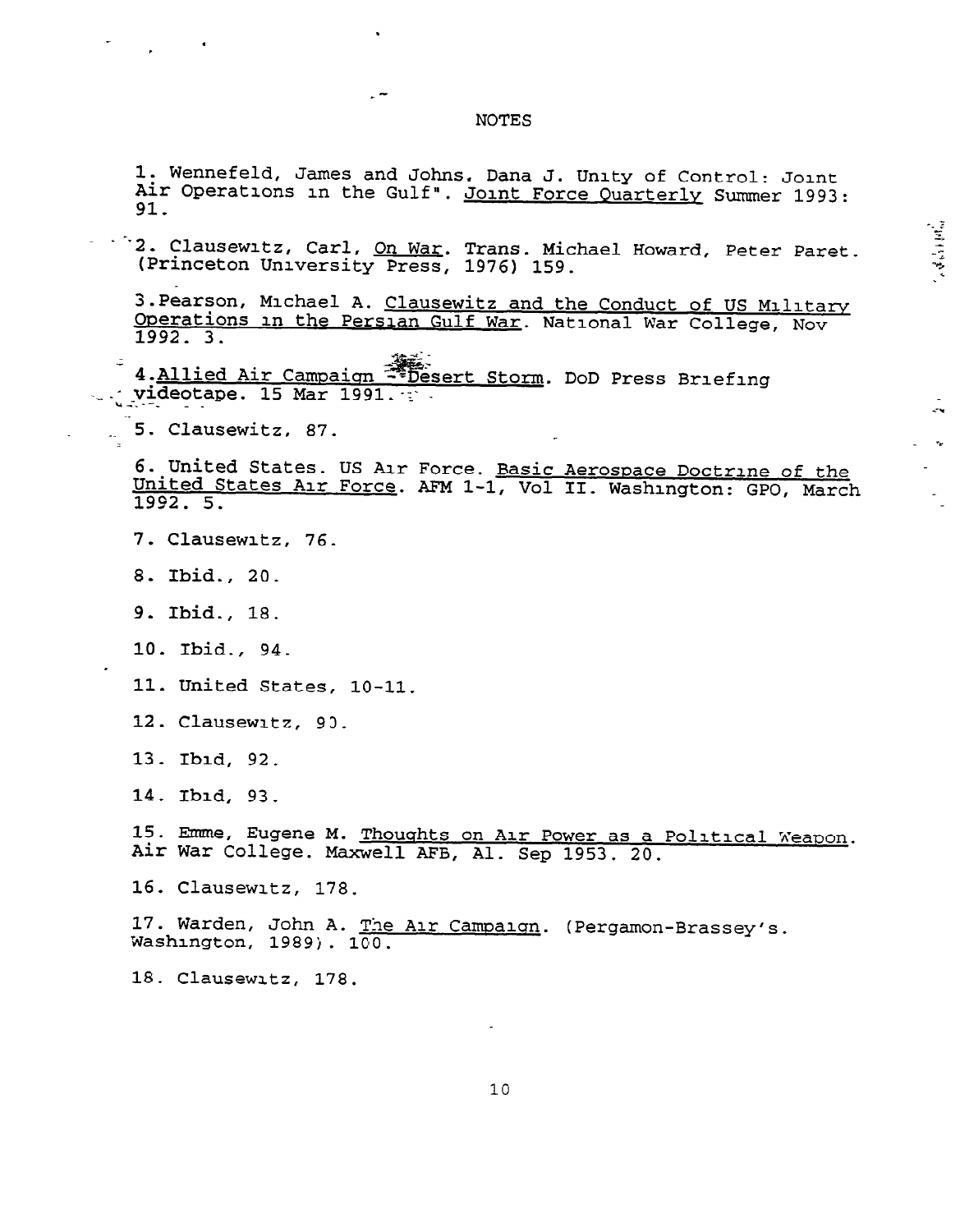# NOTES

1. Wennefeld, James and Johns. Dana J. Unity of Control: Joint Air Operations in the Gulf". Joint Force Quarterly Summer 1993: 91.

2. Clausewitz, Carl, On War. Trans. Michael Howard, Peter Paret. (Princeton University Press, 1976) 159.

3. Pearson, Michael A. Clausewitz and the Conduct of US Military Operations in the Persian Gulf War. National War College, Nov 1992. 3.

4. Allied Air Campaign - Desert Storm. DoD Press Briefing videotape. 15 Mar 1991.

5. Clausewitz, 87.

6. United States. US Air Force. Basic Aerospace Doctrine of the United States Air Force. AFM 1-1, Vol II. Washington: GPO, March 1992. 5.

7. Clausewitz, 76.

8. Ibid., 20.

9. Ibid., 18.

10. Ibid., 94.

11. United States, 10-11.

12. Clausewitz, 90.

13. Ibid, 92.

14. Ibid, 93.

15. Emme, Eugene M. Thoughts on Air Power as a Political Weapon. Air War College. Maxwell AFB, Al. Sep 1953. 20.

16. Clausewitz, 178.

17. Warden, John A. The Air Campaign. (Pergamon-Brassey's. Washington, 1989). 100.

18. Clausewitz, 178.